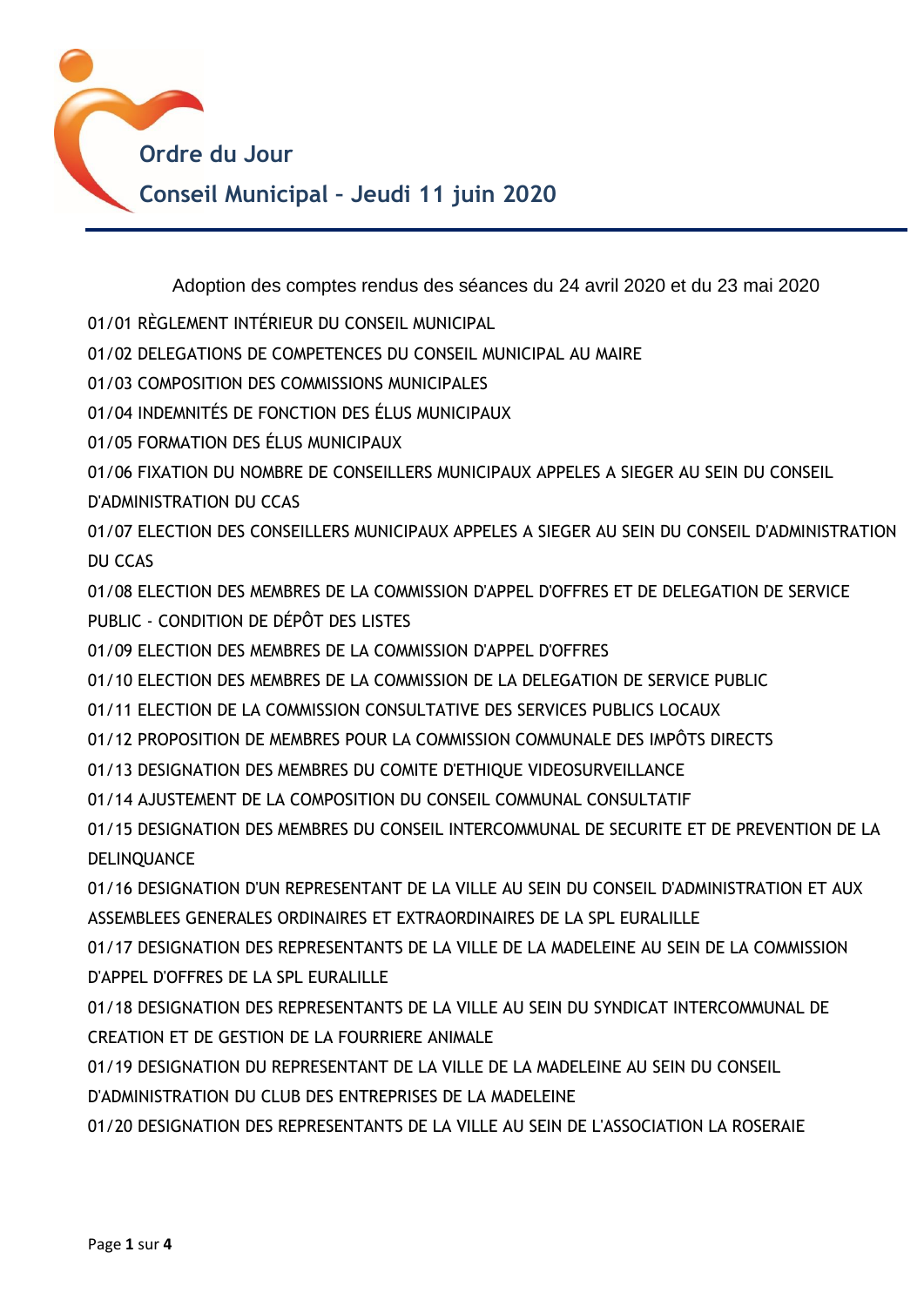# Ordre du Jour

## Conseil Municipal – Jeudi 11 juin 2020

Adoption des comptes rendus des séances du 24 avril 2020 et du 23 mai 2020

01/01 RÈGLEMENT INTÉRIEUR DU CONSEIL MUNICIPAL

01/02 DELEGATIONS DE COMPETENCES DU CONSEIL MUNICIPAL AU MAIRE

01/03 COMPOSITION DES COMMISSIONS MUNICIPALES

01/04 INDEMNITÉS DE FONCTION DES ÉLUS MUNICIPAUX

01/05 FORMATION DES ÉLUS MUNICIPAUX

01/06 FIXATION DU NOMBRE DE CONSEILLERS MUNICIPAUX APPELES A SIEGER AU SEIN DU CONSEIL D'ADMINISTRATION DU CCAS

01/07 ELECTION DES CONSEILLERS MUNICIPAUX APPELES A SIEGER AU SEIN DU CONSEIL D'ADMINISTRATION DU CCAS

01/08 ELECTION DES MEMBRES DE LA COMMISSION D'APPEL D'OFFRES ET DE DELEGATION DE SERVICE PUBLIC - CONDITION DE DÉPÔT DES LISTES

01/09 ELECTION DES MEMBRES DE LA COMMISSION D'APPEL D'OFFRES

01/10 ELECTION DES MEMBRES DE LA COMMISSION DE LA DELEGATION DE SERVICE PUBLIC

01/11 ELECTION DE LA COMMISSION CONSULTATIVE DES SERVICES PUBLICS LOCAUX

01/12 PROPOSITION DE MEMBRES POUR LA COMMISSION COMMUNALE DES IMPÔTS DIRECTS

01/13 DESIGNATION DES MEMBRES DU COMITE D'ETHIQUE VIDEOSURVEILLANCE

01/14 AJUSTEMENT DE LA COMPOSITION DU CONSEIL COMMUNAL CONSULTATIF

01/15 DESIGNATION DES MEMBRES DU CONSEIL INTERCOMMUNAL DE SECURITE ET DE PREVENTION DE LA DELINQUANCE

01/16 DESIGNATION D'UN REPRESENTANT DE LA VILLE AU SEIN DU CONSEIL D'ADMINISTRATION ET AUX ASSEMBLEES GENERALES ORDINAIRES ET EXTRAORDINAIRES DE LA SPL EURALILLE

01/17 DESIGNATION DES REPRESENTANTS DE LA VILLE DE LA MADELEINE AU SEIN DE LA COMMISSION D'APPEL D'OFFRES DE LA SPL EURALILLE

01/18 DESIGNATION DES REPRESENTANTS DE LA VILLE AU SEIN DU SYNDICAT INTERCOMMUNAL DE CREATION ET DE GESTION DE LA FOURRIERE ANIMALE

01/19 DESIGNATION DU REPRESENTANT DE LA VILLE DE LA MADELEINE AU SEIN DU CONSEIL D'ADMINISTRATION DU CLUB DES ENTREPRISES DE LA MADELEINE

01/20 DESIGNATION DES REPRESENTANTS DE LA VILLE AU SEIN DE L'ASSOCIATION LA ROSERAIE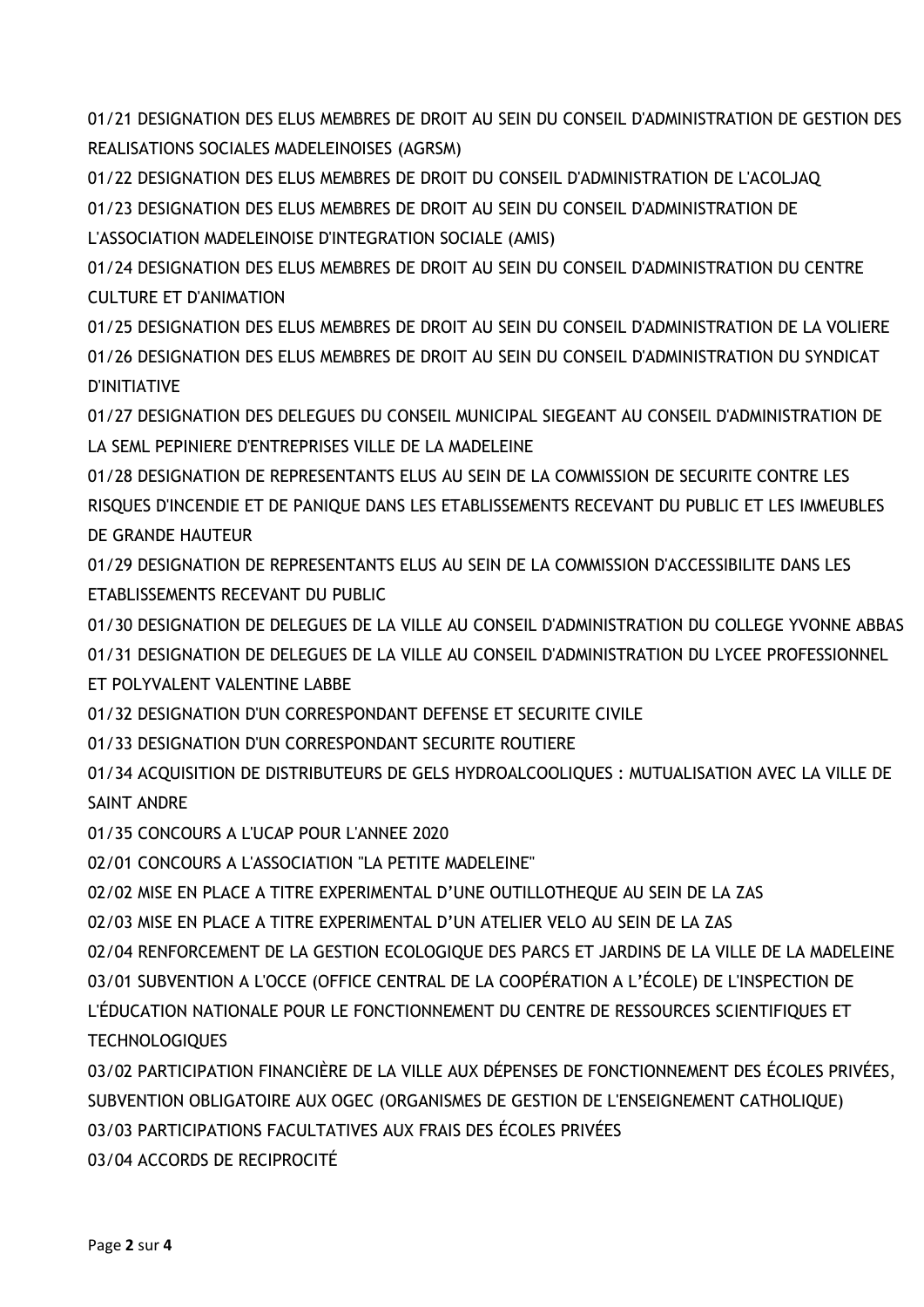01/21 DESIGNATION DES ELUS MEMBRES DE DROIT AU SEIN DU CONSEIL D'ADMINISTRATION DE GESTION DES REALISATIONS SOCIALES MADELEINOISES (AGRSM)

01/22 DESIGNATION DES ELUS MEMBRES DE DROIT DU CONSEIL D'ADMINISTRATION DE L'ACOLJAQ

01/23 DESIGNATION DES ELUS MEMBRES DE DROIT AU SEIN DU CONSEIL D'ADMINISTRATION DE L'ASSOCIATION MADELEINOISE D'INTEGRATION SOCIALE (AMIS)

01/24 DESIGNATION DES ELUS MEMBRES DE DROIT AU SEIN DU CONSEIL D'ADMINISTRATION DU CENTRE CULTURE ET D'ANIMATION

01/25 DESIGNATION DES ELUS MEMBRES DE DROIT AU SEIN DU CONSEIL D'ADMINISTRATION DE LA VOLIERE

01/26 DESIGNATION DES ELUS MEMBRES DE DROIT AU SEIN DU CONSEIL D'ADMINISTRATION DU SYNDICAT D'INITIATIVE

01/27 DESIGNATION DES DELEGUES DU CONSEIL MUNICIPAL SIEGEANT AU CONSEIL D'ADMINISTRATION DE LA SEML PEPINIERE D'ENTREPRISES VILLE DE LA MADELEINE

01/28 DESIGNATION DE REPRESENTANTS ELUS AU SEIN DE LA COMMISSION DE SECURITE CONTRE LES RISQUES D'INCENDIE ET DE PANIQUE DANS LES ETABLISSEMENTS RECEVANT DU PUBLIC ET LES IMMEUBLES DE GRANDE HAUTEUR

01/29 DESIGNATION DE REPRESENTANTS ELUS AU SEIN DE LA COMMISSION D'ACCESSIBILITE DANS LES ETABLISSEMENTS RECEVANT DU PUBLIC

01/30 DESIGNATION DE DELEGUES DE LA VILLE AU CONSEIL D'ADMINISTRATION DU COLLEGE YVONNE ABBAS

01/31 DESIGNATION DE DELEGUES DE LA VILLE AU CONSEIL D'ADMINISTRATION DU LYCEE PROFESSIONNEL ET POLYVALENT VALENTINE LABBE

01/32 DESIGNATION D'UN CORRESPONDANT DEFENSE ET SECURITE CIVILE

01/33 DESIGNATION D'UN CORRESPONDANT SECURITE ROUTIERE

01/34 ACQUISITION DE DISTRIBUTEURS DE GELS HYDROALCOOLIQUES : MUTUALISATION AVEC LA VILLE DE SAINT ANDRE

01/35 CONCOURS A L'UCAP POUR L'ANNEE 2020

02/01 CONCOURS A L'ASSOCIATION "LA PETITE MADELEINE"

02/02 MISE EN PLACE A TITRE EXPERIMENTAL D'UNE OUTILLOTHEQUE AU SEIN DE LA ZAS

02/03 MISE EN PLACE A TITRE EXPERIMENTAL D'UN ATELIER VELO AU SEIN DE LA ZAS

02/04 RENFORCEMENT DE LA GESTION ECOLOGIQUE DES PARCS ET JARDINS DE LA VILLE DE LA MADELEINE

03/01 SUBVENTION A L'OCCE (OFFICE CENTRAL DE LA COOPÉRATION A L'ÉCOLE) DE L'INSPECTION DE L'ÉDUCATION NATIONALE POUR LE FONCTIONNEMENT DU CENTRE DE RESSOURCES SCIENTIFIQUES ET TECHNOLOGIQUES

03/02 PARTICIPATION FINANCIÈRE DE LA VILLE AUX DÉPENSES DE FONCTIONNEMENT DES ÉCOLES PRIVÉES, SUBVENTION OBLIGATOIRE AUX OGEC (ORGANISMES DE GESTION DE L'ENSEIGNEMENT CATHOLIQUE)

03/03 PARTICIPATIONS FACULTATIVES AUX FRAIS DES ÉCOLES PRIVÉES

03/04 ACCORDS DE RECIPROCITÉ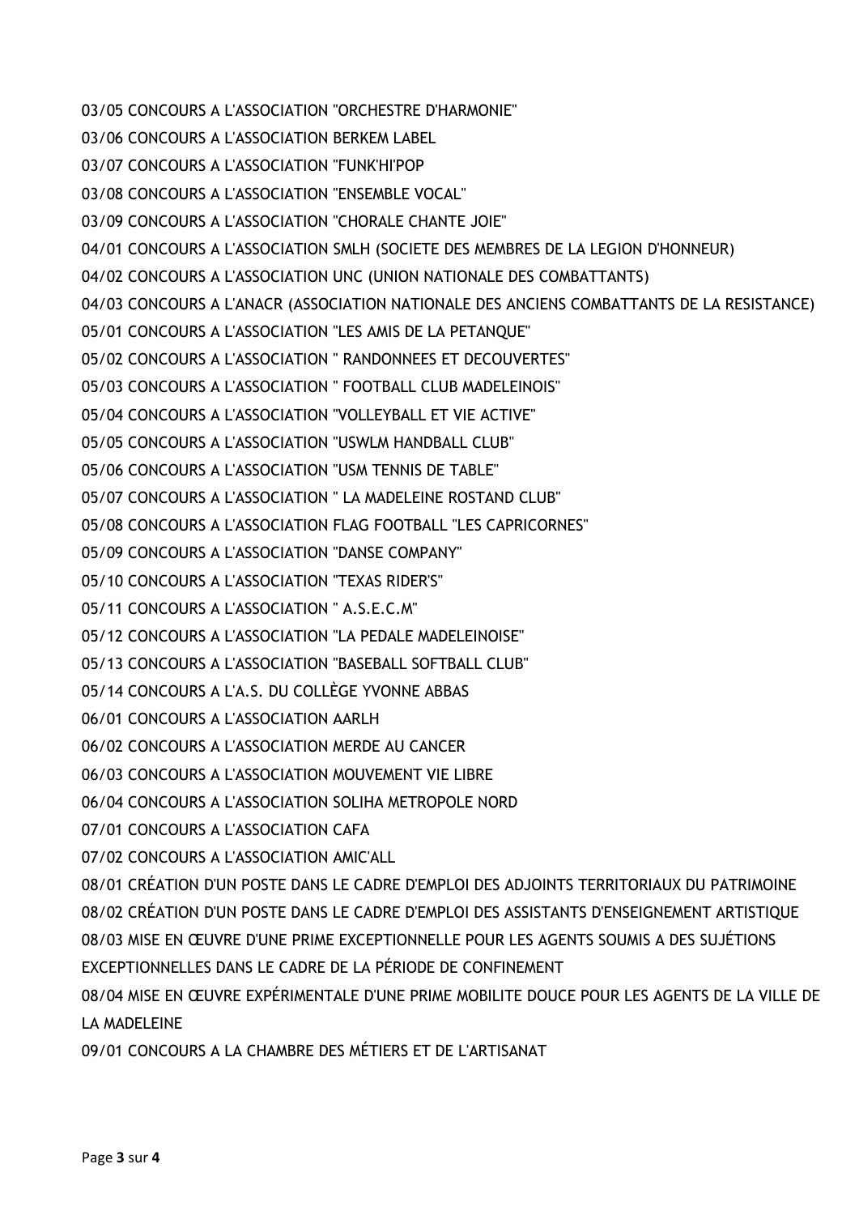03/05 CONCOURS A L'ASSOCIATION "ORCHESTRE D'HARMONIE"

03/06 CONCOURS A L'ASSOCIATION BERKEM LABEL

03/07 CONCOURS A L'ASSOCIATION "FUNK'HI'POP

03/08 CONCOURS A L'ASSOCIATION "ENSEMBLE VOCAL"

03/09 CONCOURS A L'ASSOCIATION "CHORALE CHANTE JOIE"

04/01 CONCOURS A L'ASSOCIATION SMLH (SOCIETE DES MEMBRES DE LA LEGION D'HONNEUR)

04/02 CONCOURS A L'ASSOCIATION UNC (UNION NATIONALE DES COMBATTANTS)

04/03 CONCOURS A L'ANACR (ASSOCIATION NATIONALE DES ANCIENS COMBATTANTS DE LA RESISTANCE)

05/01 CONCOURS A L'ASSOCIATION "LES AMIS DE LA PETANQUE"

05/02 CONCOURS A L'ASSOCIATION " RANDONNEES ET DECOUVERTES"

05/03 CONCOURS A L'ASSOCIATION " FOOTBALL CLUB MADELEINOIS"

05/04 CONCOURS A L'ASSOCIATION "VOLLEYBALL ET VIE ACTIVE"

05/05 CONCOURS A L'ASSOCIATION "USWLM HANDBALL CLUB"

05/06 CONCOURS A L'ASSOCIATION "USM TENNIS DE TABLE"

05/07 CONCOURS A L'ASSOCIATION " LA MADELEINE ROSTAND CLUB"

05/08 CONCOURS A L'ASSOCIATION FLAG FOOTBALL "LES CAPRICORNES"

05/09 CONCOURS A L'ASSOCIATION "DANSE COMPANY"

05/10 CONCOURS A L'ASSOCIATION "TEXAS RIDER'S"

05/11 CONCOURS A L'ASSOCIATION " A.S.E.C.M"

05/12 CONCOURS A L'ASSOCIATION "LA PEDALE MADELEINOISE"

05/13 CONCOURS A L'ASSOCIATION "BASEBALL SOFTBALL CLUB"

05/14 CONCOURS A L'A.S. DU COLLÈGE YVONNE ABBAS

06/01 CONCOURS A L'ASSOCIATION AARLH

06/02 CONCOURS A L'ASSOCIATION MERDE AU CANCER

06/03 CONCOURS A L'ASSOCIATION MOUVEMENT VIE LIBRE

06/04 CONCOURS A L'ASSOCIATION SOLIHA METROPOLE NORD

07/01 CONCOURS A L'ASSOCIATION CAFA

07/02 CONCOURS A L'ASSOCIATION AMIC'ALL

08/01 CRÉATION D'UN POSTE DANS LE CADRE D'EMPLOI DES ADJOINTS TERRITORIAUX DU PATRIMOINE

08/02 CRÉATION D'UN POSTE DANS LE CADRE D'EMPLOI DES ASSISTANTS D'ENSEIGNEMENT ARTISTIQUE

08/03 MISE EN ŒUVRE D'UNE PRIME EXCEPTIONNELLE POUR LES AGENTS SOUMIS A DES SUJÉTIONS EXCEPTIONNELLES DANS LE CADRE DE LA PÉRIODE DE CONFINEMENT

08/04 MISE EN ŒUVRE EXPÉRIMENTALE D'UNE PRIME MOBILITE DOUCE POUR LES AGENTS DE LA VILLE DE LA MADELEINE

09/01 CONCOURS A LA CHAMBRE DES MÉTIERS ET DE L'ARTISANAT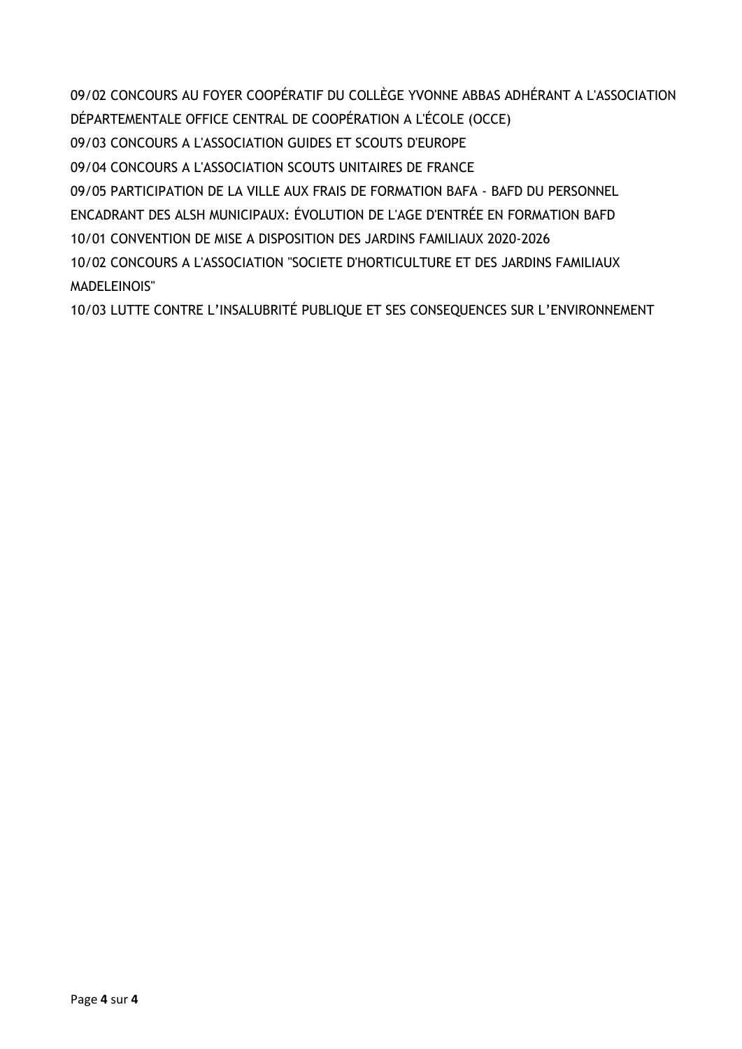09/02 CONCOURS AU FOYER COOPÉRATIF DU COLLÈGE YVONNE ABBAS ADHÉRANT A L'ASSOCIATION DÉPARTEMENTALE OFFICE CENTRAL DE COOPÉRATION A L'ÉCOLE (OCCE)

09/03 CONCOURS A L'ASSOCIATION GUIDES ET SCOUTS D'EUROPE

09/04 CONCOURS A L'ASSOCIATION SCOUTS UNITAIRES DE FRANCE

09/05 PARTICIPATION DE LA VILLE AUX FRAIS DE FORMATION BAFA - BAFD DU PERSONNEL ENCADRANT DES ALSH MUNICIPAUX: ÉVOLUTION DE L'AGE D'ENTRÉE EN FORMATION BAFD

10/01 CONVENTION DE MISE A DISPOSITION DES JARDINS FAMILIAUX 2020-2026

10/02 CONCOURS A L'ASSOCIATION "SOCIETE D'HORTICULTURE ET DES JARDINS FAMILIAUX MADELEINOIS"

10/03 LUTTE CONTRE L'INSALUBRITÉ PUBLIQUE ET SES CONSEQUENCES SUR L'ENVIRONNEMENT